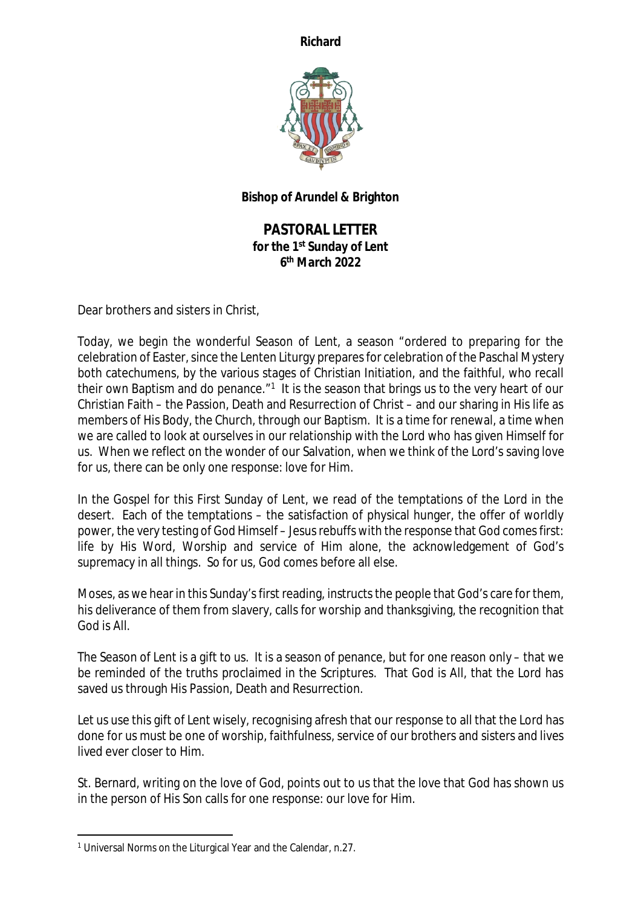**Richard**

**Bishop of Arundel & Brighton**

# PASTORAL LETTER

**for the 1st Sunday of Lent**
**6th March 2022**

Dear brothers and sisters in Christ,

Today, we begin the wonderful Season of Lent, a season "ordered to preparing for the celebration of Easter, since the Lenten Liturgy prepares for celebration of the Paschal Mystery both catechumens, by the various stages of Christian Initiation, and the faithful, who recall their own Baptism and do penance."[1] It is the season that brings us to the very heart of our Christian Faith – the Passion, Death and Resurrection of Christ – and our sharing in His life as members of His Body, the Church, through our Baptism. It is a time for renewal, a time when we are called to look at ourselves in our relationship with the Lord who has given Himself for us. When we reflect on the wonder of our Salvation, when we think of the Lord's saving love for us, there can be only one response: love for Him.

In the Gospel for this First Sunday of Lent, we read of the temptations of the Lord in the desert. Each of the temptations – the satisfaction of physical hunger, the offer of worldly power, the very testing of God Himself – Jesus rebuffs with the response that God comes first: life by His Word, Worship and service of Him alone, the acknowledgement of God's supremacy in all things. So for us, God comes before all else.

Moses, as we hear in this Sunday's first reading, instructs the people that God's care for them, his deliverance of them from slavery, calls for worship and thanksgiving, the recognition that God is All.

The Season of Lent is a gift to us. It is a season of penance, but for one reason only – that we be reminded of the truths proclaimed in the Scriptures. That God is All, that the Lord has saved us through His Passion, Death and Resurrection.

Let us use this gift of Lent wisely, recognising afresh that our response to all that the Lord has done for us must be one of worship, faithfulness, service of our brothers and sisters and lives lived ever closer to Him.

St. Bernard, writing on the love of God, points out to us that the love that God has shown us in the person of His Son calls for one response: our love for Him.

[1] Universal Norms on the Liturgical Year and the Calendar, n.27.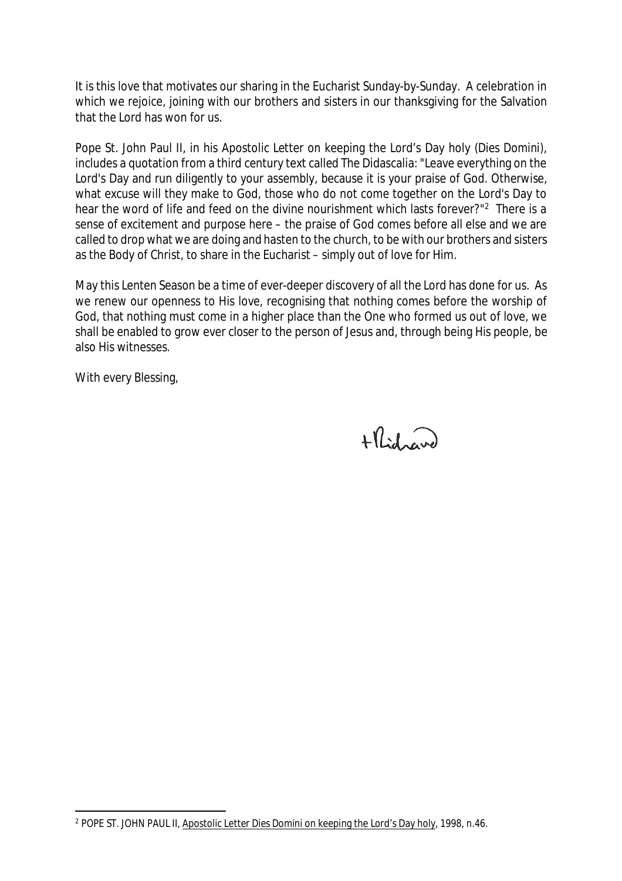It is this love that motivates our sharing in the Eucharist Sunday-by-Sunday. A celebration in which we rejoice, joining with our brothers and sisters in our thanksgiving for the Salvation that the Lord has won for us.

Pope St. John Paul II, in his Apostolic Letter on keeping the Lord's Day holy (Dies Domini), includes a quotation from a third century text called The Didascalia: "Leave everything on the Lord's Day and run diligently to your assembly, because it is your praise of God. Otherwise, what excuse will they make to God, those who do not come together on the Lord's Day to hear the word of life and feed on the divine nourishment which lasts forever?"[2] There is a sense of excitement and purpose here – the praise of God comes before all else and we are called to drop what we are doing and hasten to the church, to be with our brothers and sisters as the Body of Christ, to share in the Eucharist – simply out of love for Him.

May this Lenten Season be a time of ever-deeper discovery of all the Lord has done for us. As we renew our openness to His love, recognising that nothing comes before the worship of God, that nothing must come in a higher place than the One who formed us out of love, we shall be enabled to grow ever closer to the person of Jesus and, through being His people, be also His witnesses.

With every Blessing,

+Richard

[2] POPE ST. JOHN PAUL II, Apostolic Letter Dies Domini on keeping the Lord's Day holy, 1998, n.46.